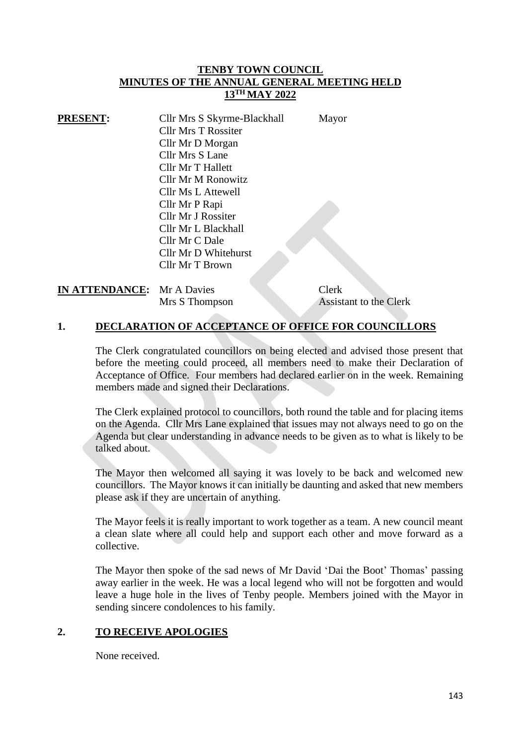# TENBY TOWN COUNCIL
# MINUTES OF THE ANNUAL GENERAL MEETING HELD 13TH MAY 2022

**PRESENT:**

| | | |
|---|---|---|
| Cllr Mrs S Skyrme-Blackhall | Mayor |
| Cllr Mrs T Rossiter | |
| Cllr Mr D Morgan | |
| Cllr Mrs S Lane | |
| Cllr Mr T Hallett | |
| Cllr Mr M Ronowitz | |
| Cllr Ms L Attewell | |
| Cllr Mr P Rapi | |
| Cllr Mr J Rossiter | |
| Cllr Mr L Blackhall | |
| Cllr Mr C Dale | |
| Cllr Mr D Whitehurst | |
| Cllr Mr T Brown | |

**IN ATTENDANCE:**

| | |
|---|---|
| Mr A Davies | Clerk |
| Mrs S Thompson | Assistant to the Clerk |

## 1. DECLARATION OF ACCEPTANCE OF OFFICE FOR COUNCILLORS

The Clerk congratulated councillors on being elected and advised those present that before the meeting could proceed, all members need to make their Declaration of Acceptance of Office. Four members had declared earlier on in the week. Remaining members made and signed their Declarations.

The Clerk explained protocol to councillors, both round the table and for placing items on the Agenda. Cllr Mrs Lane explained that issues may not always need to go on the Agenda but clear understanding in advance needs to be given as to what is likely to be talked about.

The Mayor then welcomed all saying it was lovely to be back and welcomed new councillors. The Mayor knows it can initially be daunting and asked that new members please ask if they are uncertain of anything.

The Mayor feels it is really important to work together as a team. A new council meant a clean slate where all could help and support each other and move forward as a collective.

The Mayor then spoke of the sad news of Mr David 'Dai the Boot' Thomas' passing away earlier in the week. He was a local legend who will not be forgotten and would leave a huge hole in the lives of Tenby people. Members joined with the Mayor in sending sincere condolences to his family.

## 2. TO RECEIVE APOLOGIES

None received.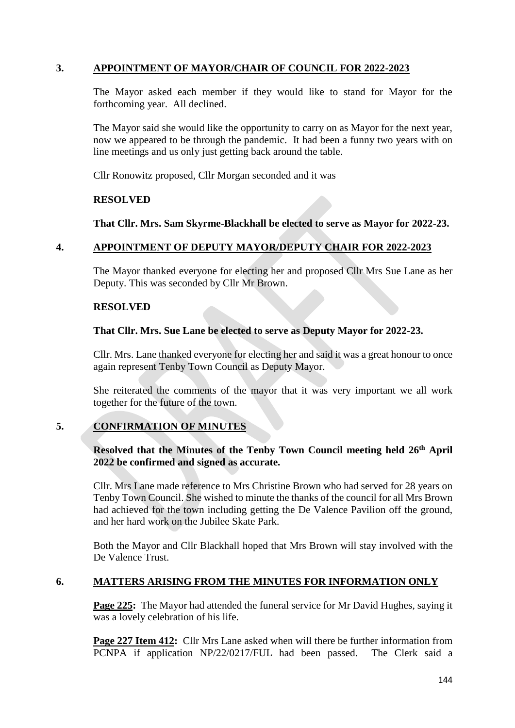## 3. APPOINTMENT OF MAYOR/CHAIR OF COUNCIL FOR 2022-2023

The Mayor asked each member if they would like to stand for Mayor for the forthcoming year. All declined.

The Mayor said she would like the opportunity to carry on as Mayor for the next year, now we appeared to be through the pandemic. It had been a funny two years with on line meetings and us only just getting back around the table.

Cllr Ronowitz proposed, Cllr Morgan seconded and it was

**RESOLVED**

**That Cllr. Mrs. Sam Skyrme-Blackhall be elected to serve as Mayor for 2022-23.**

## 4. APPOINTMENT OF DEPUTY MAYOR/DEPUTY CHAIR FOR 2022-2023

The Mayor thanked everyone for electing her and proposed Cllr Mrs Sue Lane as her Deputy. This was seconded by Cllr Mr Brown.

**RESOLVED**

**That Cllr. Mrs. Sue Lane be elected to serve as Deputy Mayor for 2022-23.**

Cllr. Mrs. Lane thanked everyone for electing her and said it was a great honour to once again represent Tenby Town Council as Deputy Mayor.

She reiterated the comments of the mayor that it was very important we all work together for the future of the town.

## 5. CONFIRMATION OF MINUTES

**Resolved that the Minutes of the Tenby Town Council meeting held 26th April 2022 be confirmed and signed as accurate.**

Cllr. Mrs Lane made reference to Mrs Christine Brown who had served for 28 years on Tenby Town Council. She wished to minute the thanks of the council for all Mrs Brown had achieved for the town including getting the De Valence Pavilion off the ground, and her hard work on the Jubilee Skate Park.

Both the Mayor and Cllr Blackhall hoped that Mrs Brown will stay involved with the De Valence Trust.

## 6. MATTERS ARISING FROM THE MINUTES FOR INFORMATION ONLY

**Page 225:** The Mayor had attended the funeral service for Mr David Hughes, saying it was a lovely celebration of his life.

**Page 227 Item 412:** Cllr Mrs Lane asked when will there be further information from PCNPA if application NP/22/0217/FUL had been passed. The Clerk said a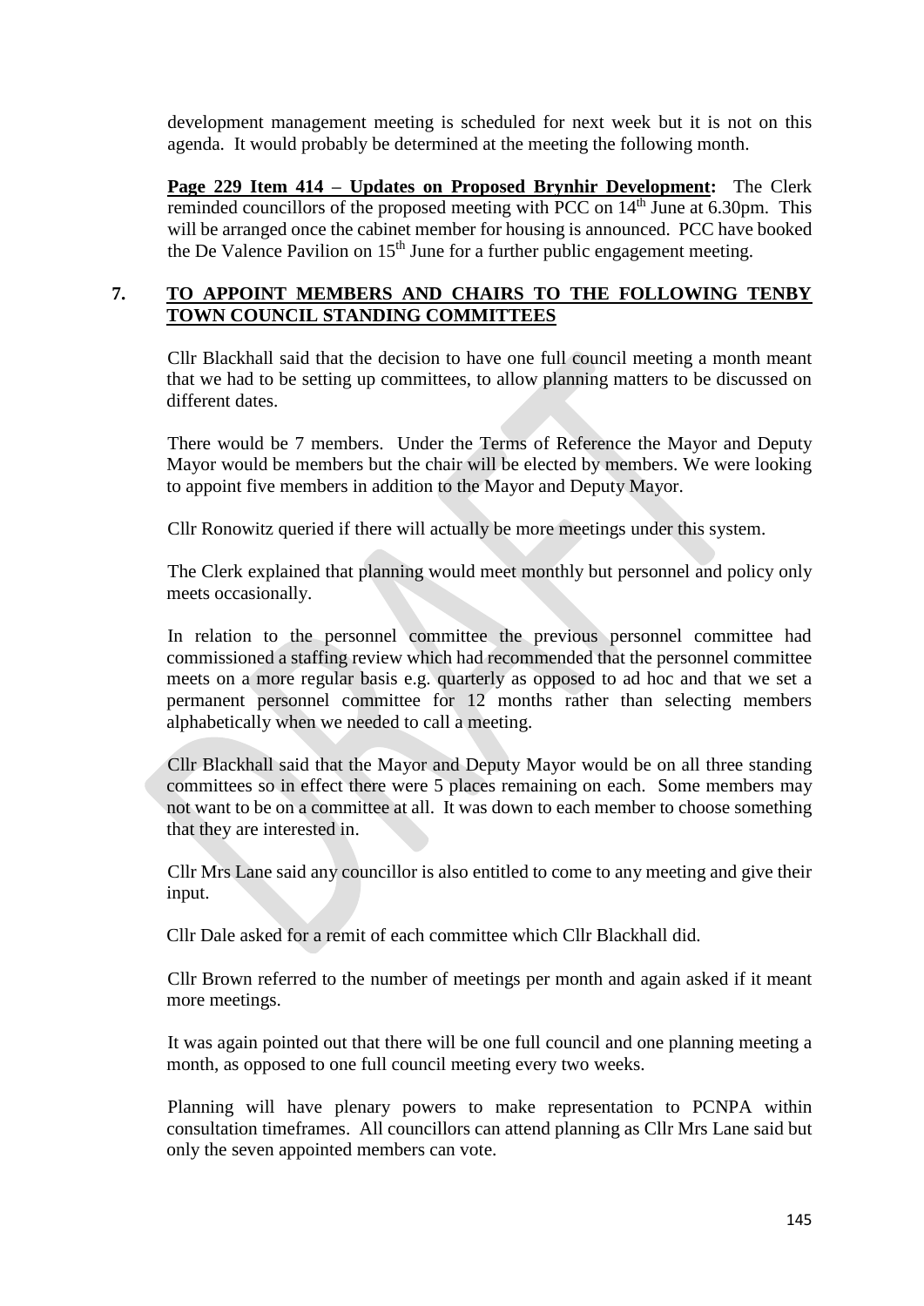development management meeting is scheduled for next week but it is not on this agenda. It would probably be determined at the meeting the following month.

**Page 229 Item 414 – Updates on Proposed Brynhir Development:** The Clerk reminded councillors of the proposed meeting with PCC on 14th June at 6.30pm. This will be arranged once the cabinet member for housing is announced. PCC have booked the De Valence Pavilion on 15th June for a further public engagement meeting.

## 7. TO APPOINT MEMBERS AND CHAIRS TO THE FOLLOWING TENBY TOWN COUNCIL STANDING COMMITTEES

Cllr Blackhall said that the decision to have one full council meeting a month meant that we had to be setting up committees, to allow planning matters to be discussed on different dates.

There would be 7 members. Under the Terms of Reference the Mayor and Deputy Mayor would be members but the chair will be elected by members. We were looking to appoint five members in addition to the Mayor and Deputy Mayor.

Cllr Ronowitz queried if there will actually be more meetings under this system.

The Clerk explained that planning would meet monthly but personnel and policy only meets occasionally.

In relation to the personnel committee the previous personnel committee had commissioned a staffing review which had recommended that the personnel committee meets on a more regular basis e.g. quarterly as opposed to ad hoc and that we set a permanent personnel committee for 12 months rather than selecting members alphabetically when we needed to call a meeting.

Cllr Blackhall said that the Mayor and Deputy Mayor would be on all three standing committees so in effect there were 5 places remaining on each. Some members may not want to be on a committee at all. It was down to each member to choose something that they are interested in.

Cllr Mrs Lane said any councillor is also entitled to come to any meeting and give their input.

Cllr Dale asked for a remit of each committee which Cllr Blackhall did.

Cllr Brown referred to the number of meetings per month and again asked if it meant more meetings.

It was again pointed out that there will be one full council and one planning meeting a month, as opposed to one full council meeting every two weeks.

Planning will have plenary powers to make representation to PCNPA within consultation timeframes. All councillors can attend planning as Cllr Mrs Lane said but only the seven appointed members can vote.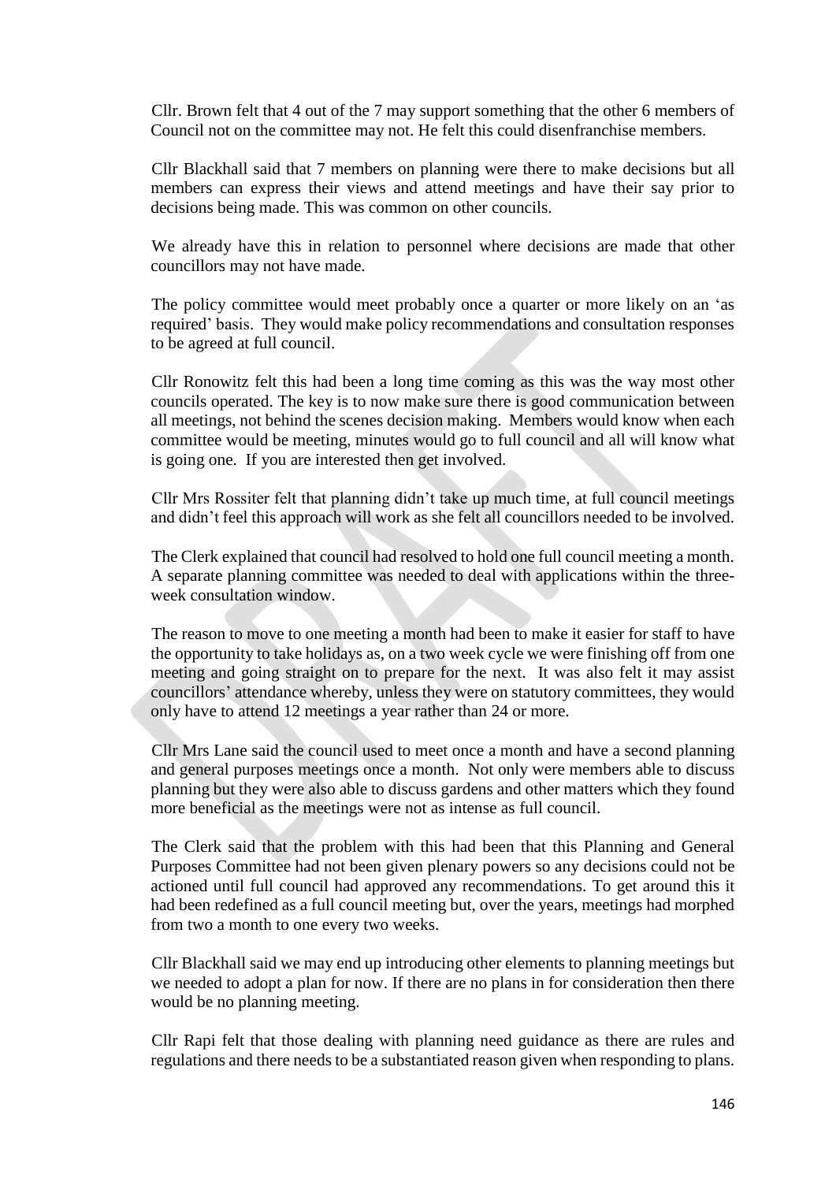Cllr. Brown felt that 4 out of the 7 may support something that the other 6 members of Council not on the committee may not. He felt this could disenfranchise members.

Cllr Blackhall said that 7 members on planning were there to make decisions but all members can express their views and attend meetings and have their say prior to decisions being made. This was common on other councils.

We already have this in relation to personnel where decisions are made that other councillors may not have made.

The policy committee would meet probably once a quarter or more likely on an 'as required' basis. They would make policy recommendations and consultation responses to be agreed at full council.

Cllr Ronowitz felt this had been a long time coming as this was the way most other councils operated. The key is to now make sure there is good communication between all meetings, not behind the scenes decision making. Members would know when each committee would be meeting, minutes would go to full council and all will know what is going one. If you are interested then get involved.

Cllr Mrs Rossiter felt that planning didn't take up much time, at full council meetings and didn't feel this approach will work as she felt all councillors needed to be involved.

The Clerk explained that council had resolved to hold one full council meeting a month. A separate planning committee was needed to deal with applications within the three-week consultation window.

The reason to move to one meeting a month had been to make it easier for staff to have the opportunity to take holidays as, on a two week cycle we were finishing off from one meeting and going straight on to prepare for the next. It was also felt it may assist councillors' attendance whereby, unless they were on statutory committees, they would only have to attend 12 meetings a year rather than 24 or more.

Cllr Mrs Lane said the council used to meet once a month and have a second planning and general purposes meetings once a month. Not only were members able to discuss planning but they were also able to discuss gardens and other matters which they found more beneficial as the meetings were not as intense as full council.

The Clerk said that the problem with this had been that this Planning and General Purposes Committee had not been given plenary powers so any decisions could not be actioned until full council had approved any recommendations. To get around this it had been redefined as a full council meeting but, over the years, meetings had morphed from two a month to one every two weeks.

Cllr Blackhall said we may end up introducing other elements to planning meetings but we needed to adopt a plan for now. If there are no plans in for consideration then there would be no planning meeting.

Cllr Rapi felt that those dealing with planning need guidance as there are rules and regulations and there needs to be a substantiated reason given when responding to plans.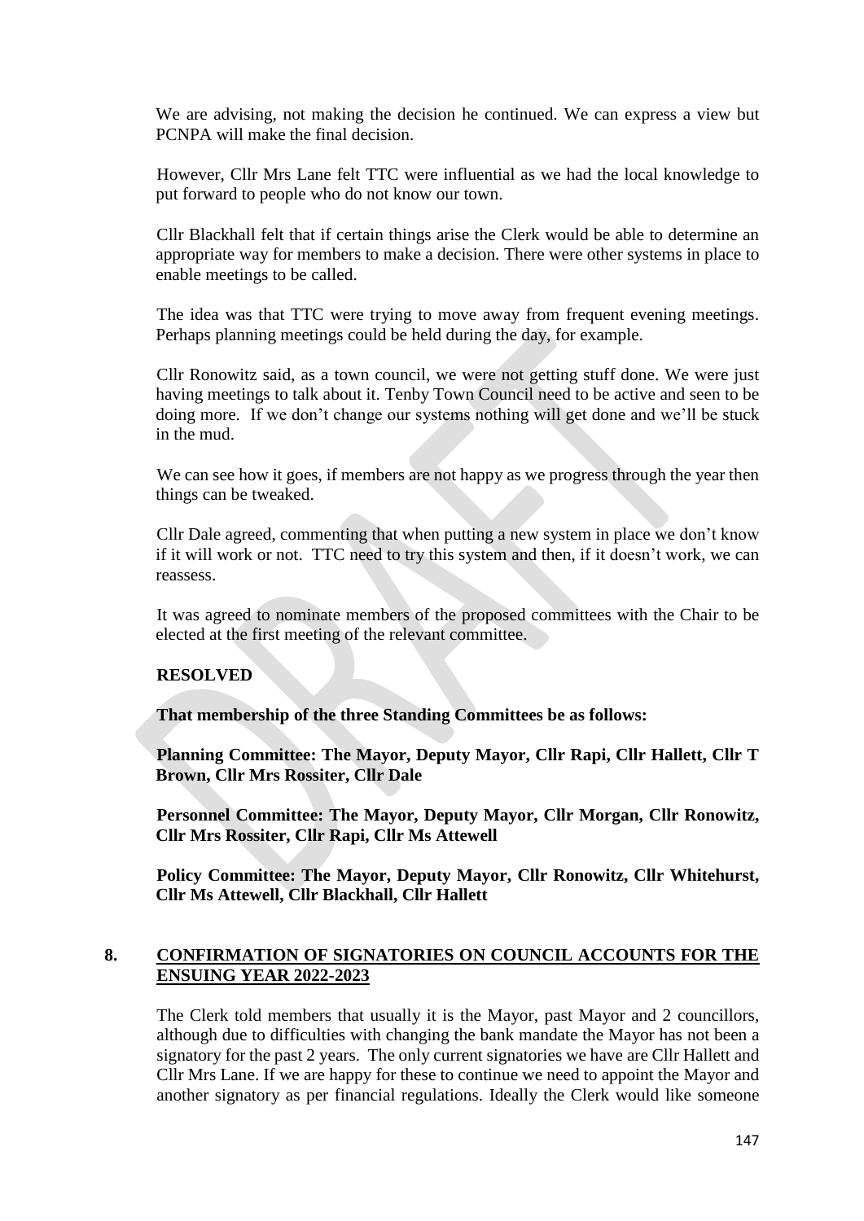We are advising, not making the decision he continued. We can express a view but PCNPA will make the final decision.

However, Cllr Mrs Lane felt TTC were influential as we had the local knowledge to put forward to people who do not know our town.

Cllr Blackhall felt that if certain things arise the Clerk would be able to determine an appropriate way for members to make a decision. There were other systems in place to enable meetings to be called.

The idea was that TTC were trying to move away from frequent evening meetings. Perhaps planning meetings could be held during the day, for example.

Cllr Ronowitz said, as a town council, we were not getting stuff done. We were just having meetings to talk about it. Tenby Town Council need to be active and seen to be doing more. If we don't change our systems nothing will get done and we'll be stuck in the mud.

We can see how it goes, if members are not happy as we progress through the year then things can be tweaked.

Cllr Dale agreed, commenting that when putting a new system in place we don't know if it will work or not. TTC need to try this system and then, if it doesn't work, we can reassess.

It was agreed to nominate members of the proposed committees with the Chair to be elected at the first meeting of the relevant committee.

**RESOLVED**

**That membership of the three Standing Committees be as follows:**

**Planning Committee: The Mayor, Deputy Mayor, Cllr Rapi, Cllr Hallett, Cllr T Brown, Cllr Mrs Rossiter, Cllr Dale**

**Personnel Committee: The Mayor, Deputy Mayor, Cllr Morgan, Cllr Ronowitz, Cllr Mrs Rossiter, Cllr Rapi, Cllr Ms Attewell**

**Policy Committee: The Mayor, Deputy Mayor, Cllr Ronowitz, Cllr Whitehurst, Cllr Ms Attewell, Cllr Blackhall, Cllr Hallett**

## 8. CONFIRMATION OF SIGNATORIES ON COUNCIL ACCOUNTS FOR THE ENSUING YEAR 2022-2023

The Clerk told members that usually it is the Mayor, past Mayor and 2 councillors, although due to difficulties with changing the bank mandate the Mayor has not been a signatory for the past 2 years. The only current signatories we have are Cllr Hallett and Cllr Mrs Lane. If we are happy for these to continue we need to appoint the Mayor and another signatory as per financial regulations. Ideally the Clerk would like someone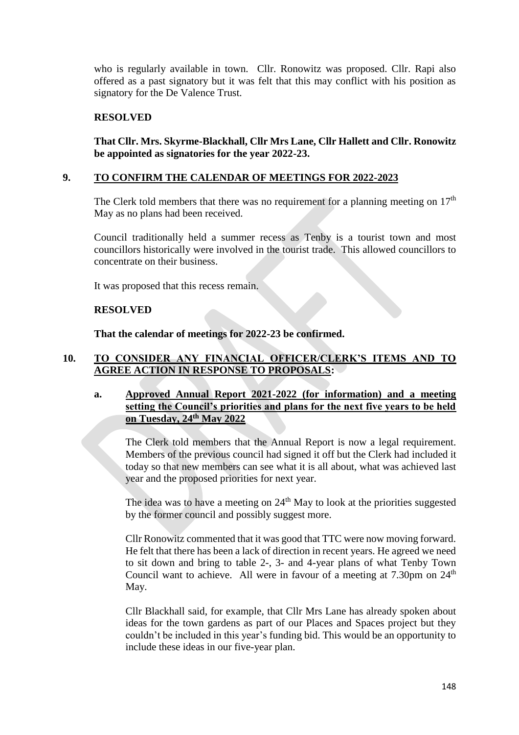who is regularly available in town. Cllr. Ronowitz was proposed. Cllr. Rapi also offered as a past signatory but it was felt that this may conflict with his position as signatory for the De Valence Trust.

**RESOLVED**

**That Cllr. Mrs. Skyrme-Blackhall, Cllr Mrs Lane, Cllr Hallett and Cllr. Ronowitz be appointed as signatories for the year 2022-23.**

## 9. TO CONFIRM THE CALENDAR OF MEETINGS FOR 2022-2023

The Clerk told members that there was no requirement for a planning meeting on 17th May as no plans had been received.

Council traditionally held a summer recess as Tenby is a tourist town and most councillors historically were involved in the tourist trade. This allowed councillors to concentrate on their business.

It was proposed that this recess remain.

**RESOLVED**

**That the calendar of meetings for 2022-23 be confirmed.**

## 10. TO CONSIDER ANY FINANCIAL OFFICER/CLERK'S ITEMS AND TO AGREE ACTION IN RESPONSE TO PROPOSALS:

### a. Approved Annual Report 2021-2022 (for information) and a meeting setting the Council's priorities and plans for the next five years to be held on Tuesday, 24th May 2022

The Clerk told members that the Annual Report is now a legal requirement. Members of the previous council had signed it off but the Clerk had included it today so that new members can see what it is all about, what was achieved last year and the proposed priorities for next year.

The idea was to have a meeting on 24th May to look at the priorities suggested by the former council and possibly suggest more.

Cllr Ronowitz commented that it was good that TTC were now moving forward. He felt that there has been a lack of direction in recent years. He agreed we need to sit down and bring to table 2-, 3- and 4-year plans of what Tenby Town Council want to achieve. All were in favour of a meeting at 7.30pm on 24th May.

Cllr Blackhall said, for example, that Cllr Mrs Lane has already spoken about ideas for the town gardens as part of our Places and Spaces project but they couldn't be included in this year's funding bid. This would be an opportunity to include these ideas in our five-year plan.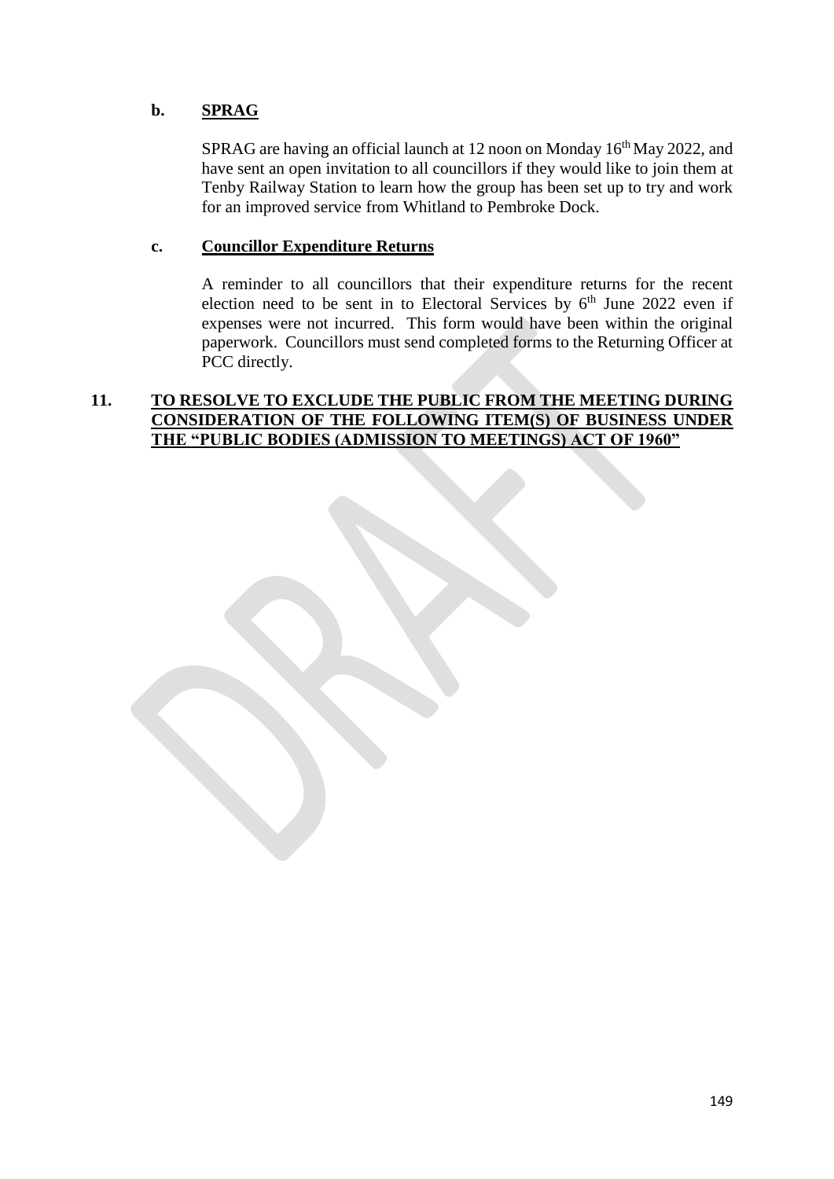**b. SPRAG**

SPRAG are having an official launch at 12 noon on Monday 16th May 2022, and have sent an open invitation to all councillors if they would like to join them at Tenby Railway Station to learn how the group has been set up to try and work for an improved service from Whitland to Pembroke Dock.

**c. Councillor Expenditure Returns**

A reminder to all councillors that their expenditure returns for the recent election need to be sent in to Electoral Services by 6th June 2022 even if expenses were not incurred. This form would have been within the original paperwork. Councillors must send completed forms to the Returning Officer at PCC directly.

**11. TO RESOLVE TO EXCLUDE THE PUBLIC FROM THE MEETING DURING CONSIDERATION OF THE FOLLOWING ITEM(S) OF BUSINESS UNDER THE "PUBLIC BODIES (ADMISSION TO MEETINGS) ACT OF 1960"**